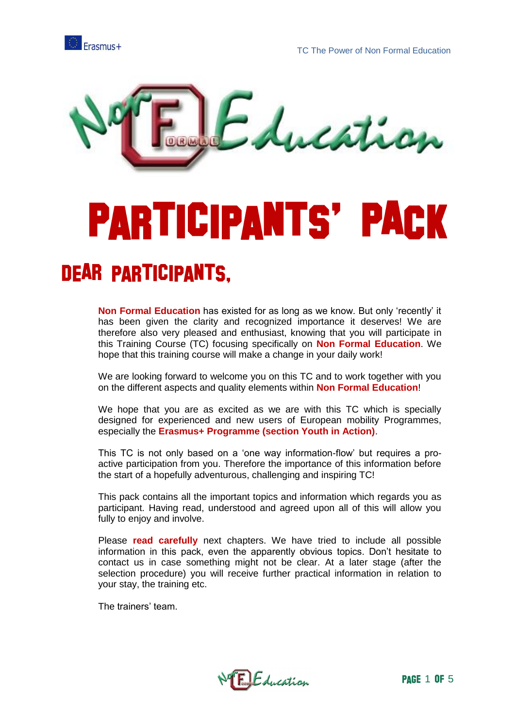# PARTICIPANTS' PACK

## DEAR PARTICIPANTS,

**Non Formal Education** has existed for as long as we know. But only 'recently' it has been given the clarity and recognized importance it deserves! We are therefore also very pleased and enthusiast, knowing that you will participate in this Training Course (TC) focusing specifically on **Non Formal Education**. We hope that this training course will make a change in your daily work!

We are looking forward to welcome you on this TC and to work together with you on the different aspects and quality elements within **Non Formal Education**!

We hope that you are as excited as we are with this TC which is specially designed for experienced and new users of European mobility Programmes, especially the **Erasmus+ Programme (section Youth in Action)**.

This TC is not only based on a 'one way information-flow' but requires a pro-active participation from you. Therefore the importance of this information before the start of a hopefully adventurous, challenging and inspiring TC!

This pack contains all the important topics and information which regards you as participant. Having read, understood and agreed upon all of this will allow you fully to enjoy and involve.

Please **read carefully** next chapters. We have tried to include all possible information in this pack, even the apparently obvious topics. Don't hesitate to contact us in case something might not be clear. At a later stage (after the selection procedure) you will receive further practical information in relation to your stay, the training etc.

The trainers' team.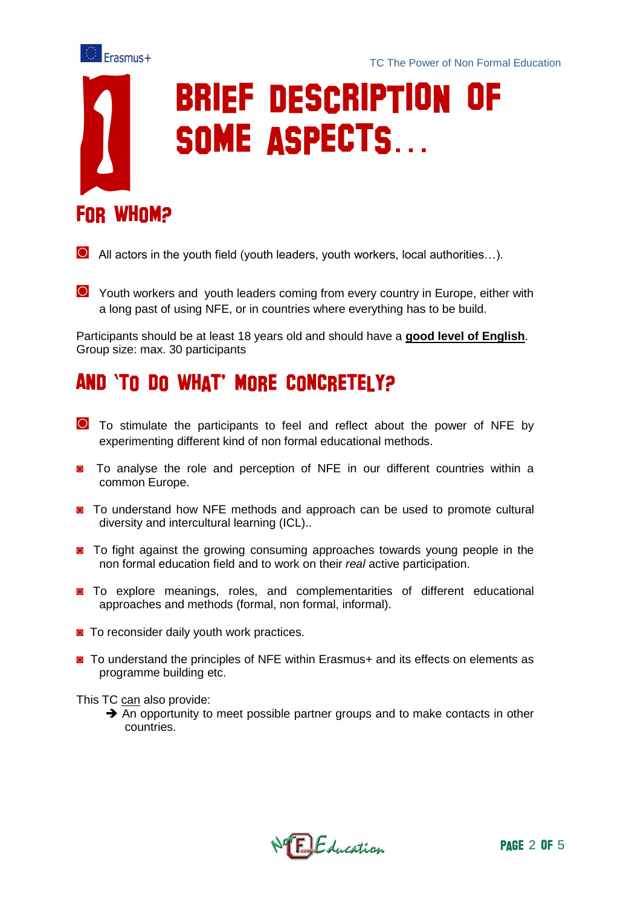# 1 BRIEF DESCRIPTION OF SOME ASPECTS…

## FOR WHOM?

- All actors in the youth field (youth leaders, youth workers, local authorities…).
- Youth workers and youth leaders coming from every country in Europe, either with a long past of using NFE, or in countries where everything has to be build.

Participants should be at least 18 years old and should have a **good level of English**.
Group size: max. 30 participants

## AND 'TO DO WHAT' MORE CONCRETELY?

- To stimulate the participants to feel and reflect about the power of NFE by experimenting different kind of non formal educational methods.
- To analyse the role and perception of NFE in our different countries within a common Europe.
- To understand how NFE methods and approach can be used to promote cultural diversity and intercultural learning (ICL)..
- To fight against the growing consuming approaches towards young people in the non formal education field and to work on their *real* active participation.
- To explore meanings, roles, and complementarities of different educational approaches and methods (formal, non formal, informal).
- To reconsider daily youth work practices.
- To understand the principles of NFE within Erasmus+ and its effects on elements as programme building etc.

This TC can also provide:

➔ An opportunity to meet possible partner groups and to make contacts in other countries.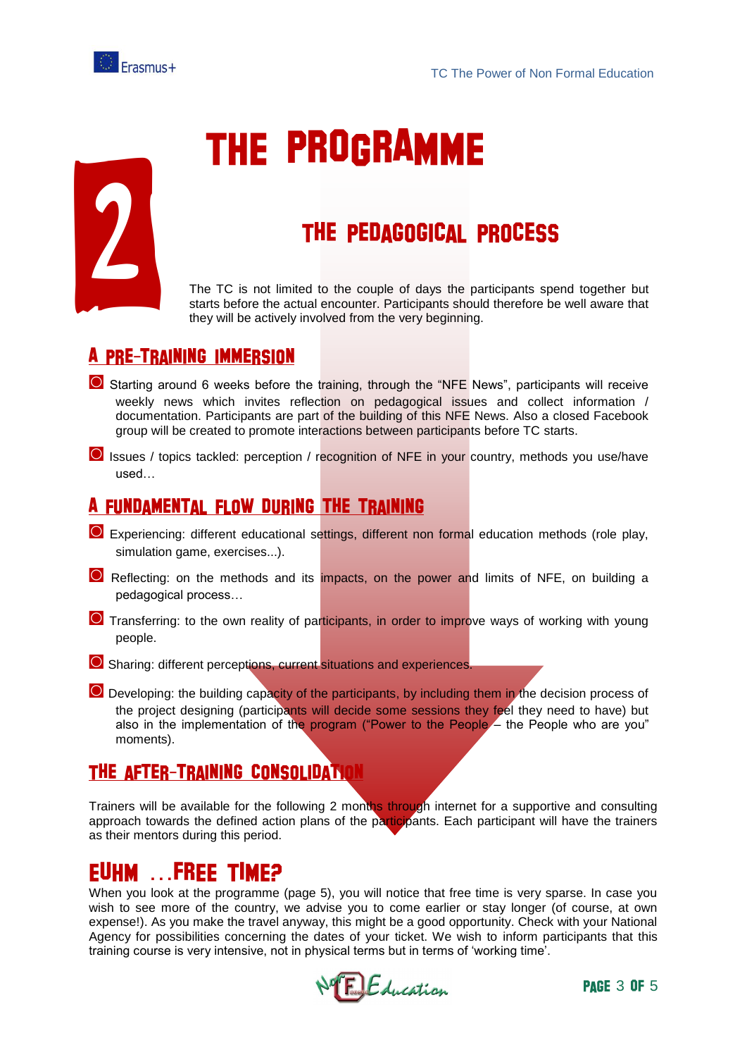# 2 THE PROGRAMME

## THE PEDAGOGICAL PROCESS

The TC is not limited to the couple of days the participants spend together but starts before the actual encounter. Participants should therefore be well aware that they will be actively involved from the very beginning.

### A PRE-TRAINING IMMERSION

- Starting around 6 weeks before the training, through the "NFE News", participants will receive weekly news which invites reflection on pedagogical issues and collect information / documentation. Participants are part of the building of this NFE News. Also a closed Facebook group will be created to promote interactions between participants before TC starts.
- Issues / topics tackled: perception / recognition of NFE in your country, methods you use/have used…

### A FUNDAMENTAL FLOW DURING THE TRAINING

- Experiencing: different educational settings, different non formal education methods (role play, simulation game, exercises...).
- Reflecting: on the methods and its impacts, on the power and limits of NFE, on building a pedagogical process…
- Transferring: to the own reality of participants, in order to improve ways of working with young people.
- Sharing: different perceptions, current situations and experiences.
- Developing: the building capacity of the participants, by including them in the decision process of the project designing (participants will decide some sessions they feel they need to have) but also in the implementation of the program ("Power to the People – the People who are you" moments).

### THE AFTER-TRAINING CONSOLIDATION

Trainers will be available for the following 2 months through internet for a supportive and consulting approach towards the defined action plans of the participants. Each participant will have the trainers as their mentors during this period.

## EUHM …FREE TIME?

When you look at the programme (page 5), you will notice that free time is very sparse. In case you wish to see more of the country, we advise you to come earlier or stay longer (of course, at own expense!). As you make the travel anyway, this might be a good opportunity. Check with your National Agency for possibilities concerning the dates of your ticket. We wish to inform participants that this training course is very intensive, not in physical terms but in terms of 'working time'.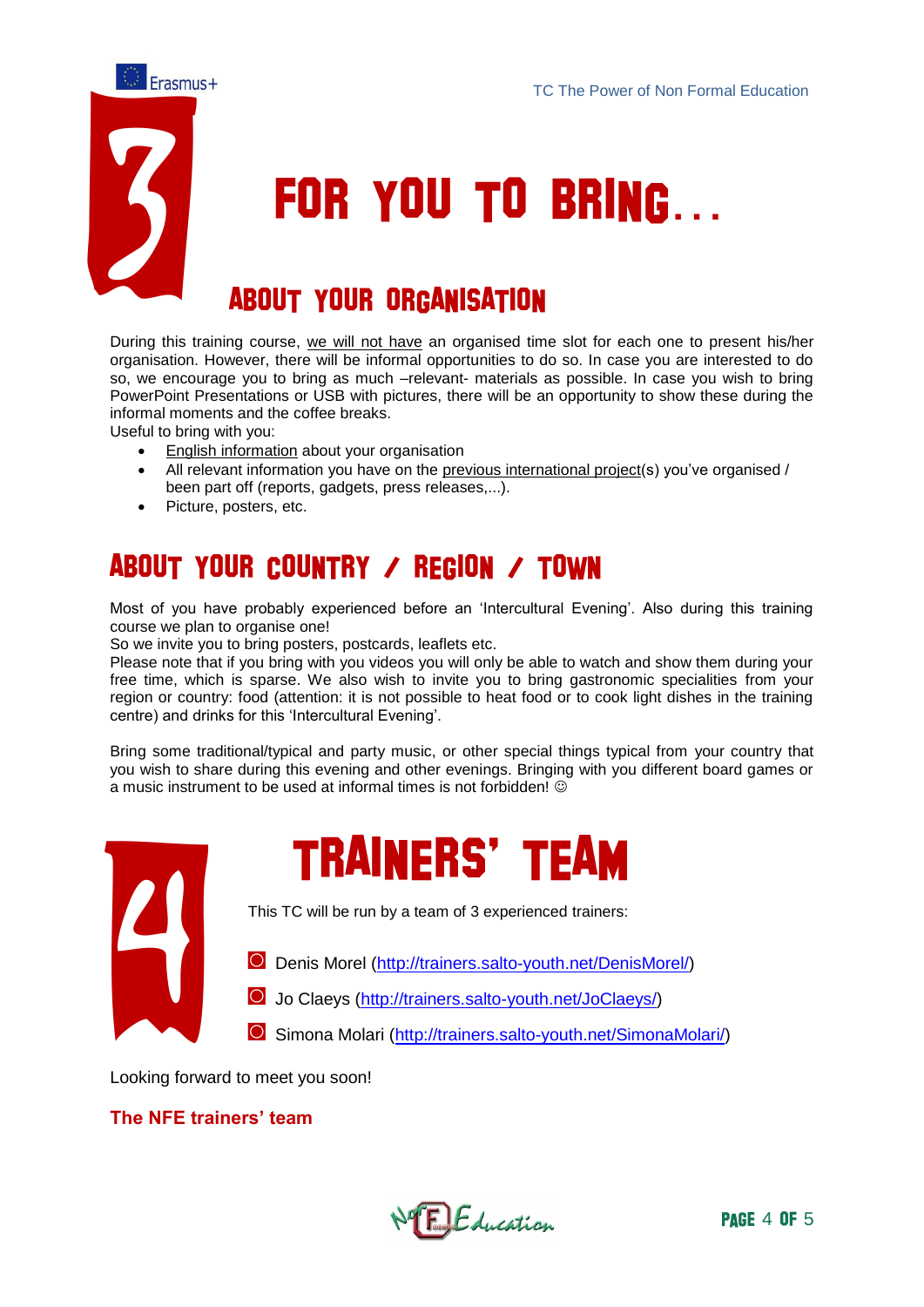# 3 FOR YOU TO BRING…

## ABOUT YOUR ORGANISATION

During this training course, we will not have an organised time slot for each one to present his/her organisation. However, there will be informal opportunities to do so. In case you are interested to do so, we encourage you to bring as much –relevant- materials as possible. In case you wish to bring PowerPoint Presentations or USB with pictures, there will be an opportunity to show these during the informal moments and the coffee breaks.
Useful to bring with you:

- English information about your organisation
- All relevant information you have on the previous international project(s) you've organised / been part off (reports, gadgets, press releases,...).
- Picture, posters, etc.

## ABOUT YOUR COUNTRY / REGION / TOWN

Most of you have probably experienced before an 'Intercultural Evening'. Also during this training course we plan to organise one!
So we invite you to bring posters, postcards, leaflets etc.
Please note that if you bring with you videos you will only be able to watch and show them during your free time, which is sparse. We also wish to invite you to bring gastronomic specialities from your region or country: food (attention: it is not possible to heat food or to cook light dishes in the training centre) and drinks for this 'Intercultural Evening'.

Bring some traditional/typical and party music, or other special things typical from your country that you wish to share during this evening and other evenings. Bringing with you different board games or a music instrument to be used at informal times is not forbidden! ☺

# 4 TRAINERS' TEAM

This TC will be run by a team of 3 experienced trainers:

- Denis Morel (http://trainers.salto-youth.net/DenisMorel/)
- Jo Claeys (http://trainers.salto-youth.net/JoClaeys/)
- Simona Molari (http://trainers.salto-youth.net/SimonaMolari/)

Looking forward to meet you soon!

**The NFE trainers' team**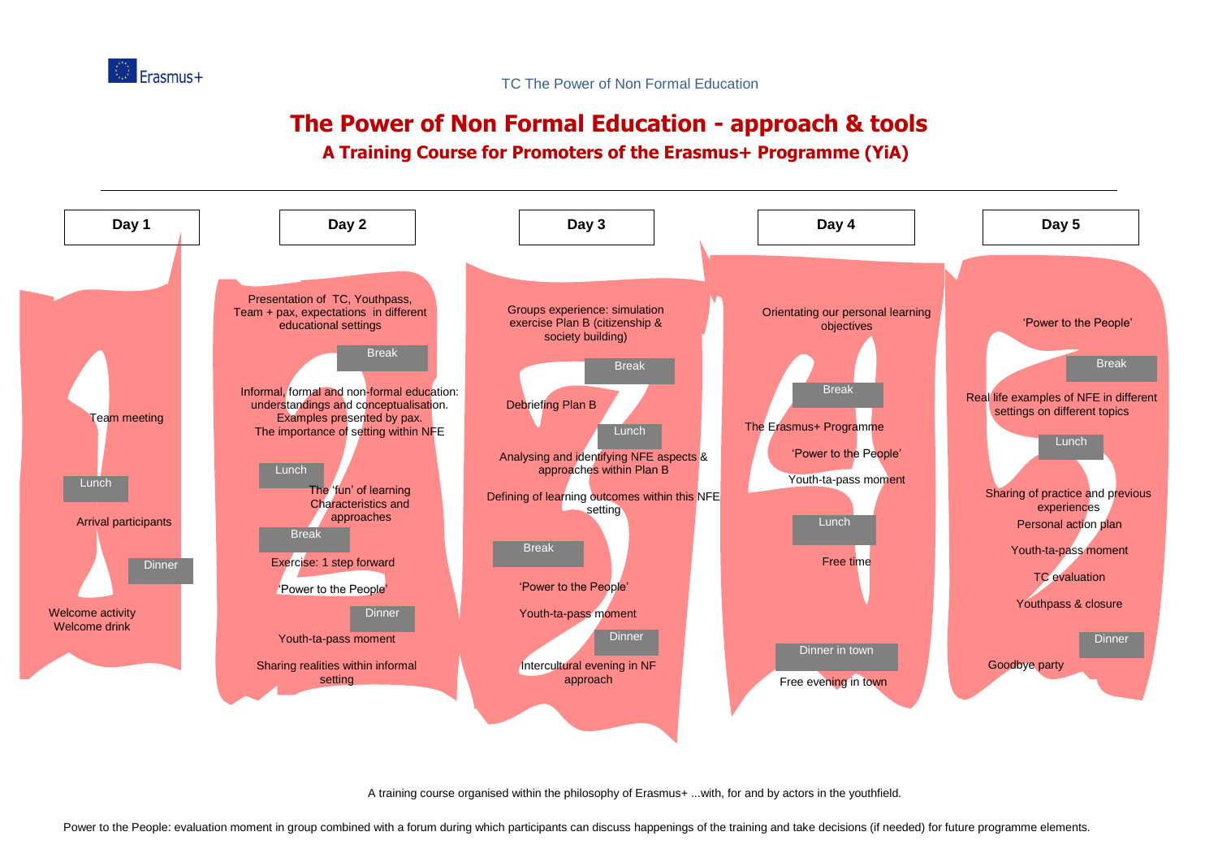Erasmus+

TC The Power of Non Formal Education

# The Power of Non Formal Education - approach & tools

## A Training Course for Promoters of the Erasmus+ Programme (YiA)

### Day 1

- Team meeting
- Lunch
- Arrival participants
- Dinner
- Welcome activity
- Welcome drink

### Day 2

- Presentation of TC, Youthpass, Team + pax, expectations in different educational settings
- Break
- Informal, formal and non-formal education: understandings and conceptualisation. Examples presented by pax. The importance of setting within NFE
- Lunch
- The 'fun' of learning Characteristics and approaches
- Break
- Exercise: 1 step forward
- 'Power to the People'
- Dinner
- Youth-ta-pass moment
- Sharing realities within informal setting

### Day 3

- Groups experience: simulation exercise Plan B (citizenship & society building)
- Break
- Debriefing Plan B
- Lunch
- Analysing and identifying NFE aspects & approaches within Plan B
- Defining of learning outcomes within this NFE setting
- Break
- 'Power to the People'
- Youth-ta-pass moment
- Dinner
- Intercultural evening in NF approach

### Day 4

- Orientating our personal learning objectives
- Break
- The Erasmus+ Programme
- 'Power to the People'
- Youth-ta-pass moment
- Lunch
- Free time
- Dinner in town
- Free evening in town

### Day 5

- 'Power to the People'
- Break
- Real life examples of NFE in different settings on different topics
- Lunch
- Sharing of practice and previous experiences
- Personal action plan
- Youth-ta-pass moment
- TC evaluation
- Youthpass & closure
- Dinner
- Goodbye party

A training course organised within the philosophy of Erasmus+ ...with, for and by actors in the youthfield.

Power to the People: evaluation moment in group combined with a forum during which participants can discuss happenings of the training and take decisions (if needed) for future programme elements.